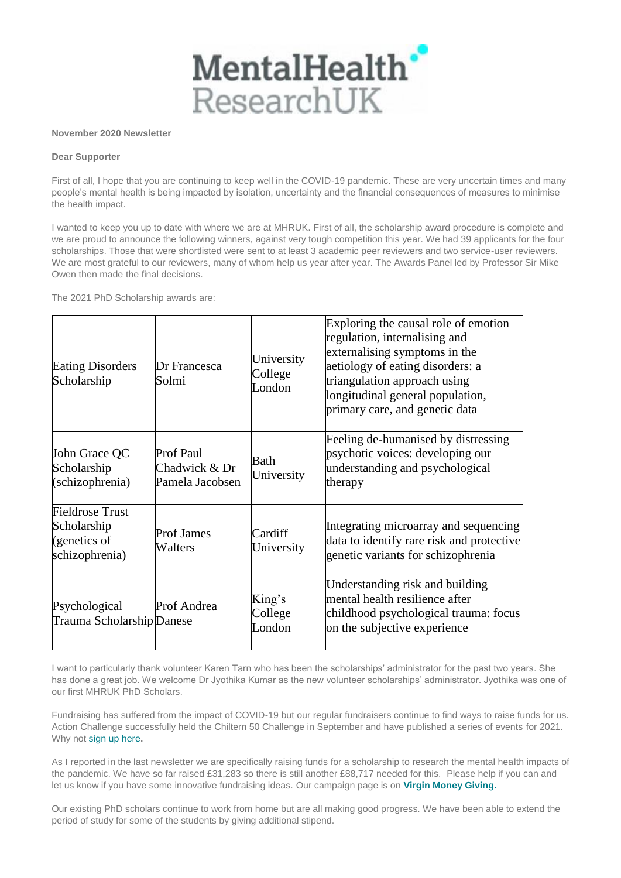MentalHealth ResearchUK

**November 2020 Newsletter**

**Dear Supporter**

First of all, I hope that you are continuing to keep well in the COVID-19 pandemic. These are very uncertain times and many people's mental health is being impacted by isolation, uncertainty and the financial consequences of measures to minimise the health impact.

I wanted to keep you up to date with where we are at MHRUK. First of all, the scholarship award procedure is complete and we are proud to announce the following winners, against very tough competition this year. We had 39 applicants for the four scholarships. Those that were shortlisted were sent to at least 3 academic peer reviewers and two service-user reviewers. We are most grateful to our reviewers, many of whom help us year after year. The Awards Panel led by Professor Sir Mike Owen then made the final decisions.

The 2021 PhD Scholarship awards are:

| | | | |
|---|---|---|---|
| Eating Disorders Scholarship | Dr Francesca Solmi | University College London | Exploring the causal role of emotion regulation, internalising and externalising symptoms in the aetiology of eating disorders: a triangulation approach using longitudinal general population, primary care, and genetic data |
| John Grace QC Scholarship (schizophrenia) | Prof Paul Chadwick & Dr Pamela Jacobsen | Bath University | Feeling de-humanised by distressing psychotic voices: developing our understanding and psychological therapy |
| Fieldrose Trust Scholarship (genetics of schizophrenia) | Prof James Walters | Cardiff University | Integrating microarray and sequencing data to identify rare risk and protective genetic variants for schizophrenia |
| Psychological Trauma Scholarship | Prof Andrea Danese | King's College London | Understanding risk and building mental health resilience after childhood psychological trauma: focus on the subjective experience |

I want to particularly thank volunteer Karen Tarn who has been the scholarships' administrator for the past two years. She has done a great job. We welcome Dr Jyothika Kumar as the new volunteer scholarships' administrator. Jyothika was one of our first MHRUK PhD Scholars.

Fundraising has suffered from the impact of COVID-19 but our regular fundraisers continue to find ways to raise funds for us. Action Challenge successfully held the Chiltern 50 Challenge in September and have published a series of events for 2021. Why not sign up here.

As I reported in the last newsletter we are specifically raising funds for a scholarship to research the mental health impacts of the pandemic. We have so far raised £31,283 so there is still another £88,717 needed for this. Please help if you can and let us know if you have some innovative fundraising ideas. Our campaign page is on **Virgin Money Giving.**

Our existing PhD scholars continue to work from home but are all making good progress. We have been able to extend the period of study for some of the students by giving additional stipend.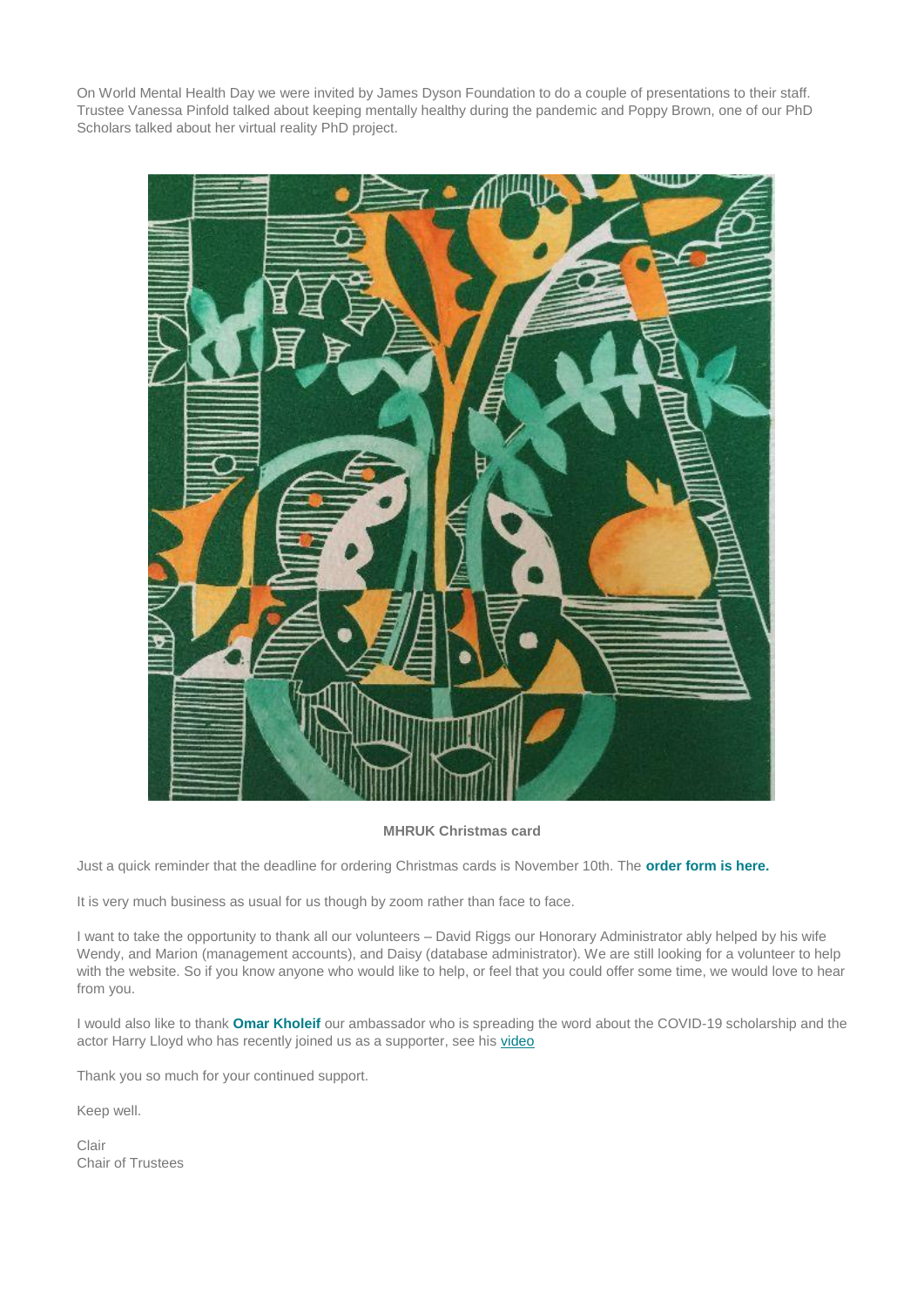On World Mental Health Day we were invited by James Dyson Foundation to do a couple of presentations to their staff. Trustee Vanessa Pinfold talked about keeping mentally healthy during the pandemic and Poppy Brown, one of our PhD Scholars talked about her virtual reality PhD project.

**MHRUK Christmas card**

Just a quick reminder that the deadline for ordering Christmas cards is November 10th. The **order form is here.**

It is very much business as usual for us though by zoom rather than face to face.

I want to take the opportunity to thank all our volunteers – David Riggs our Honorary Administrator ably helped by his wife Wendy, and Marion (management accounts), and Daisy (database administrator). We are still looking for a volunteer to help with the website. So if you know anyone who would like to help, or feel that you could offer some time, we would love to hear from you.

I would also like to thank **Omar Kholeif** our ambassador who is spreading the word about the COVID-19 scholarship and the actor Harry Lloyd who has recently joined us as a supporter, see his video

Thank you so much for your continued support.

Keep well.

Clair
Chair of Trustees